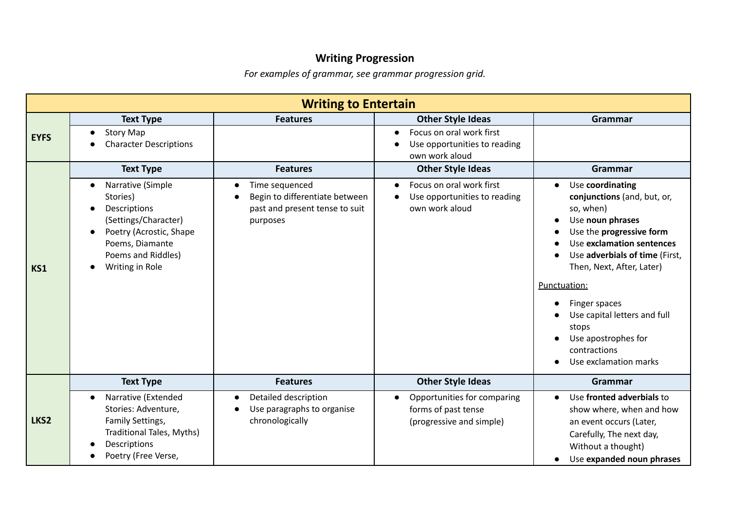# Writing Progression

*For examples of grammar, see grammar progression grid.*

| Writing to Entertain | | | | |
|---|---|---|---|---|
| | **Text Type** | **Features** | **Other Style Ideas** | **Grammar** |
| **EYFS** | • Story Map<br>• Character Descriptions | | • Focus on oral work first<br>• Use opportunities to reading own work aloud | |
| | **Text Type** | **Features** | **Other Style Ideas** | **Grammar** |
| **KS1** | • Narrative (Simple Stories)<br>• Descriptions (Settings/Character)<br>• Poetry (Acrostic, Shape Poems, Diamante Poems and Riddles)<br>• Writing in Role | • Time sequenced<br>• Begin to differentiate between past and present tense to suit purposes | • Focus on oral work first<br>• Use opportunities to reading own work aloud | • Use **coordinating conjunctions** (and, but, or, so, when)<br>• Use **noun phrases**<br>• Use the **progressive form**<br>• Use **exclamation sentences**<br>• Use **adverbials of time** (First, Then, Next, After, Later)<br><br><u>Punctuation:</u><br>• Finger spaces<br>• Use capital letters and full stops<br>• Use apostrophes for contractions<br>• Use exclamation marks |
| | **Text Type** | **Features** | **Other Style Ideas** | **Grammar** |
| **LKS2** | • Narrative (Extended Stories: Adventure, Family Settings, Traditional Tales, Myths)<br>• Descriptions<br>• Poetry (Free Verse, | • Detailed description<br>• Use paragraphs to organise chronologically | • Opportunities for comparing forms of past tense (progressive and simple) | • Use **fronted adverbials** to show where, when and how an event occurs (Later, Carefully, The next day, Without a thought)<br>• Use **expanded noun phrases** |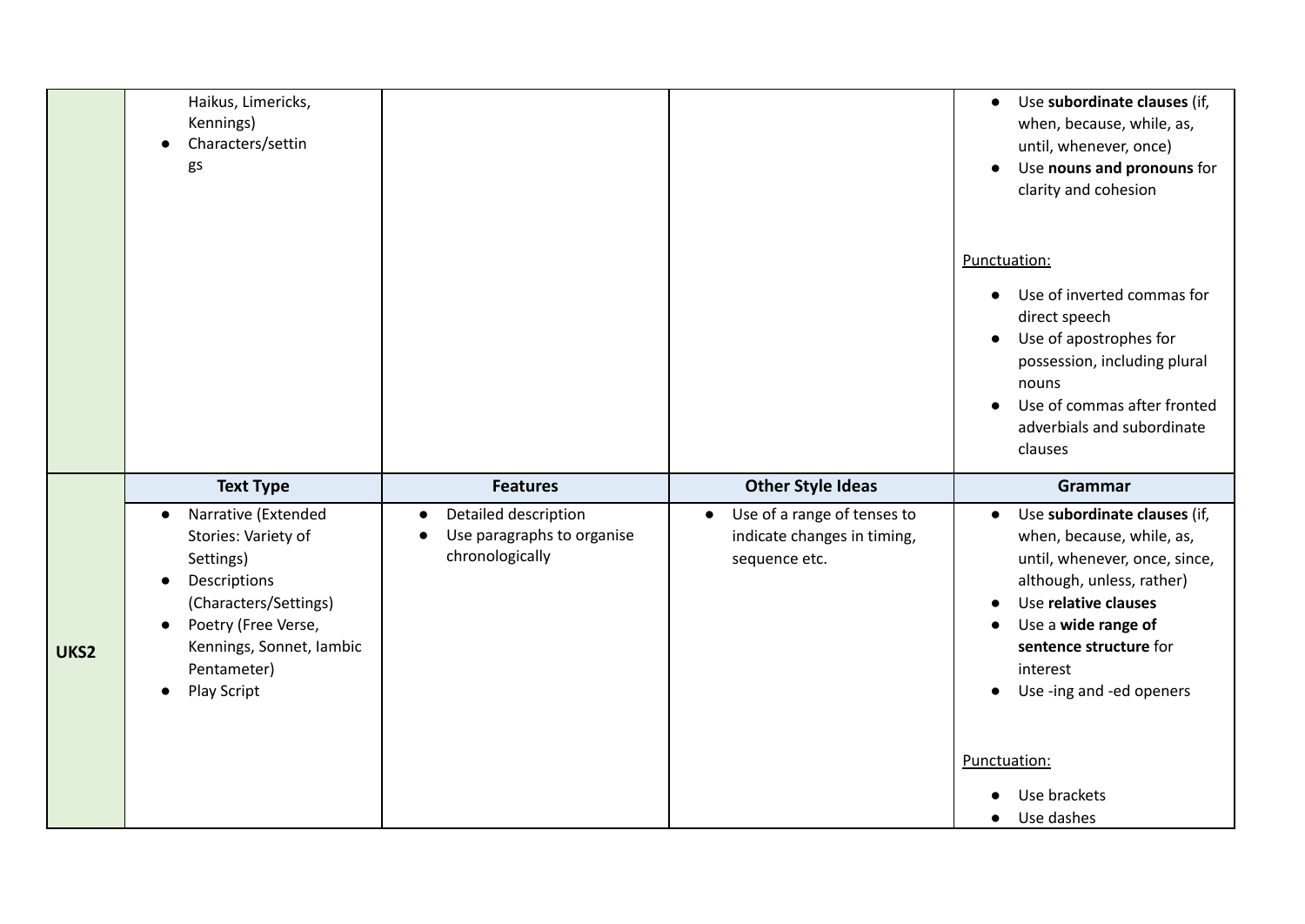| | | | | |
|---|---|---|---|---|
| | Haikus, Limericks, Kennings)<br>• Characters/settings | | | • Use **subordinate clauses** (if, when, because, while, as, until, whenever, once)<br>• Use **nouns and pronouns** for clarity and cohesion<br><br><u>Punctuation:</u><br>• Use of inverted commas for direct speech<br>• Use of apostrophes for possession, including plural nouns<br>• Use of commas after fronted adverbials and subordinate clauses |
| **UKS2** | **Text Type** | **Features** | **Other Style Ideas** | **Grammar** |
| | • Narrative (Extended Stories: Variety of Settings)<br>• Descriptions (Characters/Settings)<br>• Poetry (Free Verse, Kennings, Sonnet, Iambic Pentameter)<br>• Play Script | • Detailed description<br>• Use paragraphs to organise chronologically | • Use of a range of tenses to indicate changes in timing, sequence etc. | • Use **subordinate clauses** (if, when, because, while, as, until, whenever, once, since, although, unless, rather)<br>• Use **relative clauses**<br>• Use a **wide range of sentence structure** for interest<br>• Use -ing and -ed openers<br><br><u>Punctuation:</u><br>• Use brackets<br>• Use dashes |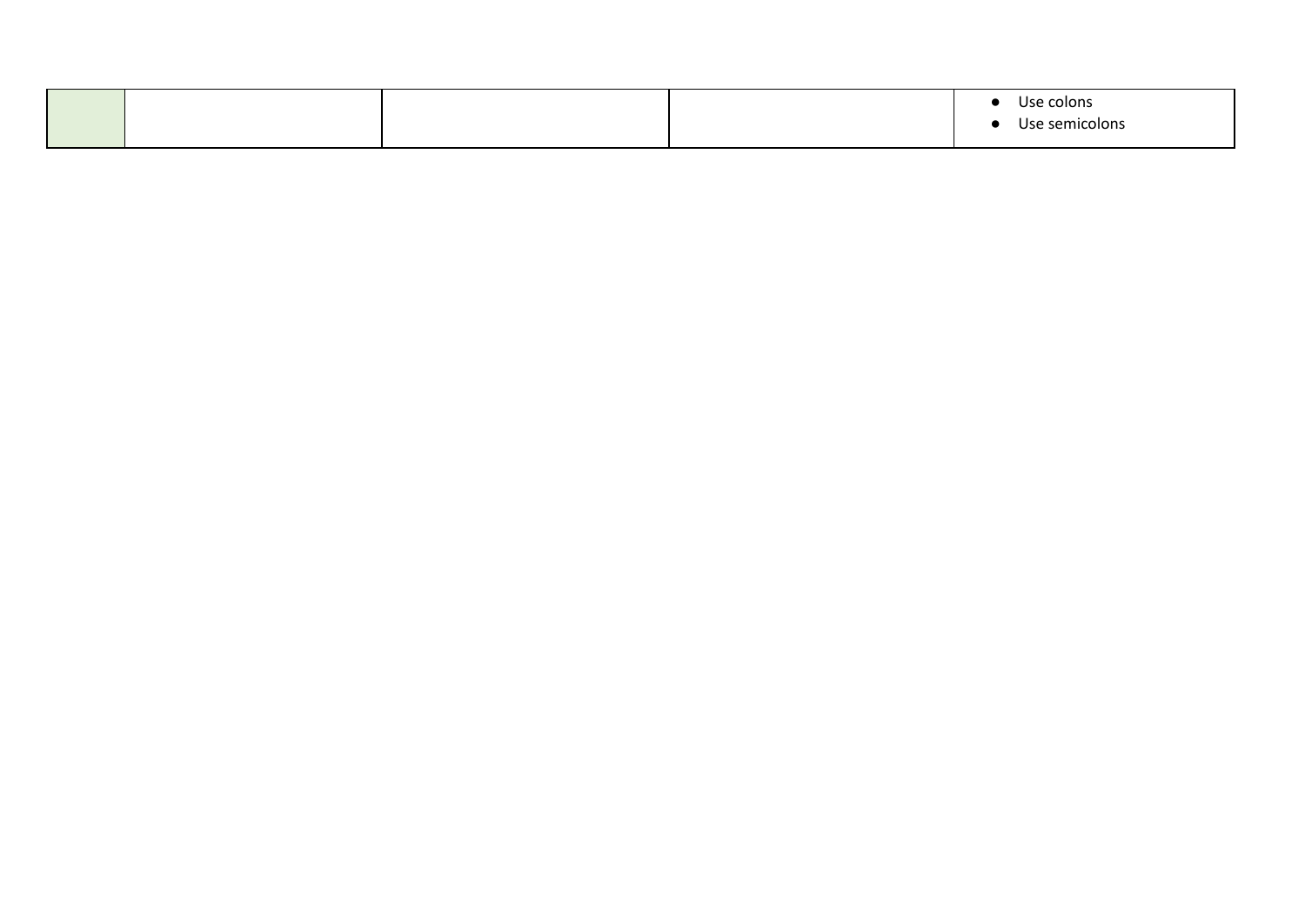| | | | | |
|---|---|---|---|---|
| | | | | ● Use colons<br>● Use semicolons |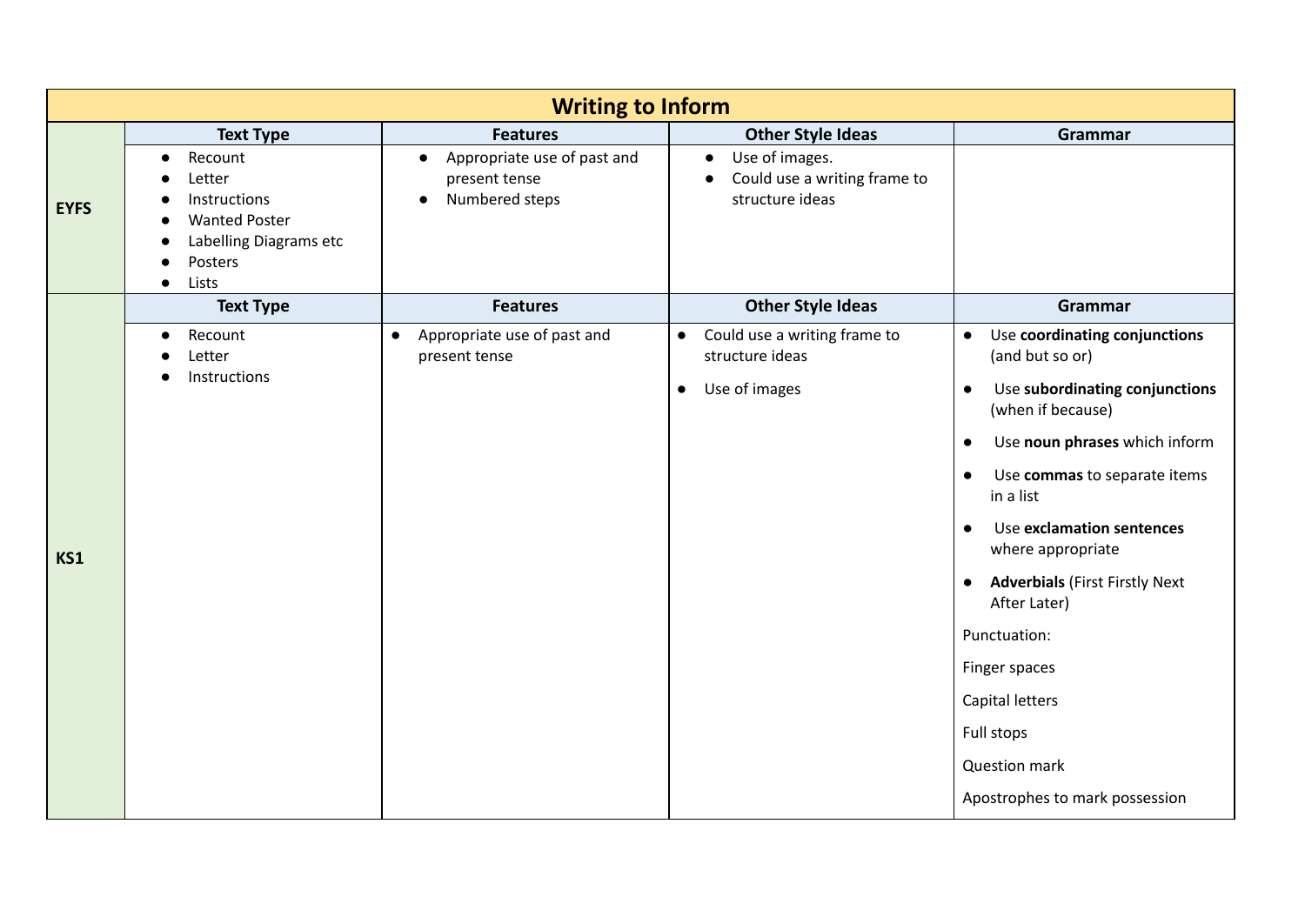# Writing to Inform

| | Text Type | Features | Other Style Ideas | Grammar |
|---|---|---|---|---|
| **EYFS** | • Recount<br>• Letter<br>• Instructions<br>• Wanted Poster<br>• Labelling Diagrams etc<br>• Posters<br>• Lists | • Appropriate use of past and present tense<br>• Numbered steps | • Use of images.<br>• Could use a writing frame to structure ideas | |
| | **Text Type** | **Features** | **Other Style Ideas** | **Grammar** |
| **KS1** | • Recount<br>• Letter<br>• Instructions | • Appropriate use of past and present tense | • Could use a writing frame to structure ideas<br>• Use of images | • Use **coordinating conjunctions** (and but so or)<br>• Use **subordinating conjunctions** (when if because)<br>• Use **noun phrases** which inform<br>• Use **commas** to separate items in a list<br>• Use **exclamation sentences** where appropriate<br>• **Adverbials** (First Firstly Next After Later)<br>Punctuation:<br>Finger spaces<br>Capital letters<br>Full stops<br>Question mark<br>Apostrophes to mark possession |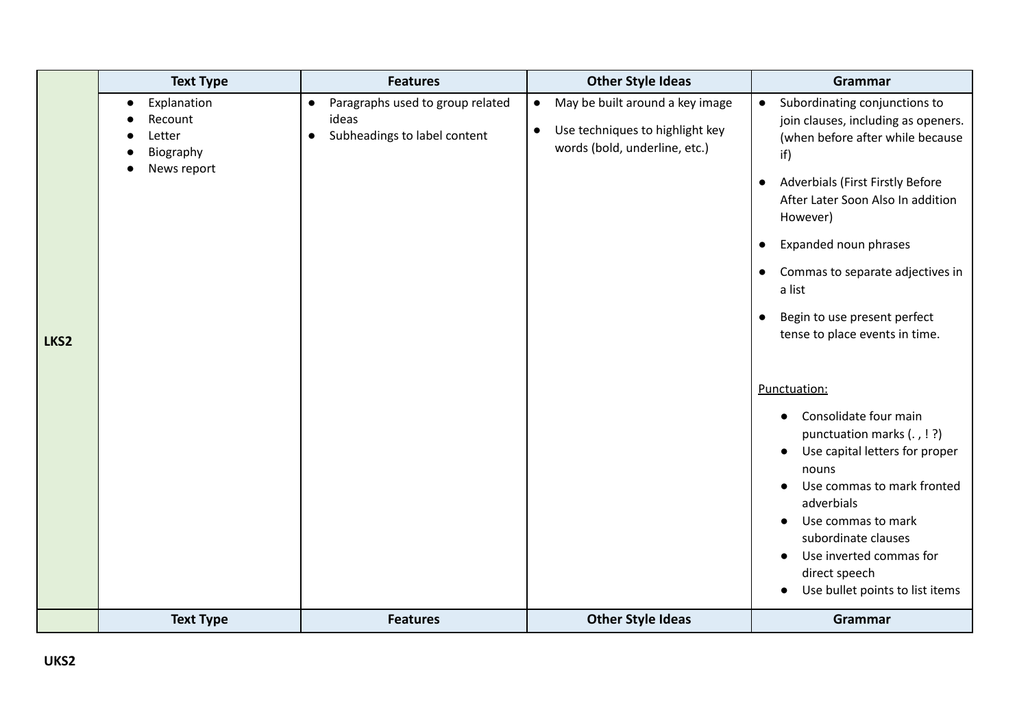| | Text Type | Features | Other Style Ideas | Grammar |
|---|---|---|---|---|
| LKS2 | • Explanation<br>• Recount<br>• Letter<br>• Biography<br>• News report | • Paragraphs used to group related ideas<br>• Subheadings to label content | • May be built around a key image<br>• Use techniques to highlight key words (bold, underline, etc.) | • Subordinating conjunctions to join clauses, including as openers. (when before after while because if)<br>• Adverbials (First Firstly Before After Later Soon Also In addition However)<br>• Expanded noun phrases<br>• Commas to separate adjectives in a list<br>• Begin to use present perfect tense to place events in time.<br><br><u>Punctuation:</u><br>• Consolidate four main punctuation marks (. , ! ?)<br>• Use capital letters for proper nouns<br>• Use commas to mark fronted adverbials<br>• Use commas to mark subordinate clauses<br>• Use inverted commas for direct speech<br>• Use bullet points to list items |
| | **Text Type** | **Features** | **Other Style Ideas** | **Grammar** |

**UKS2**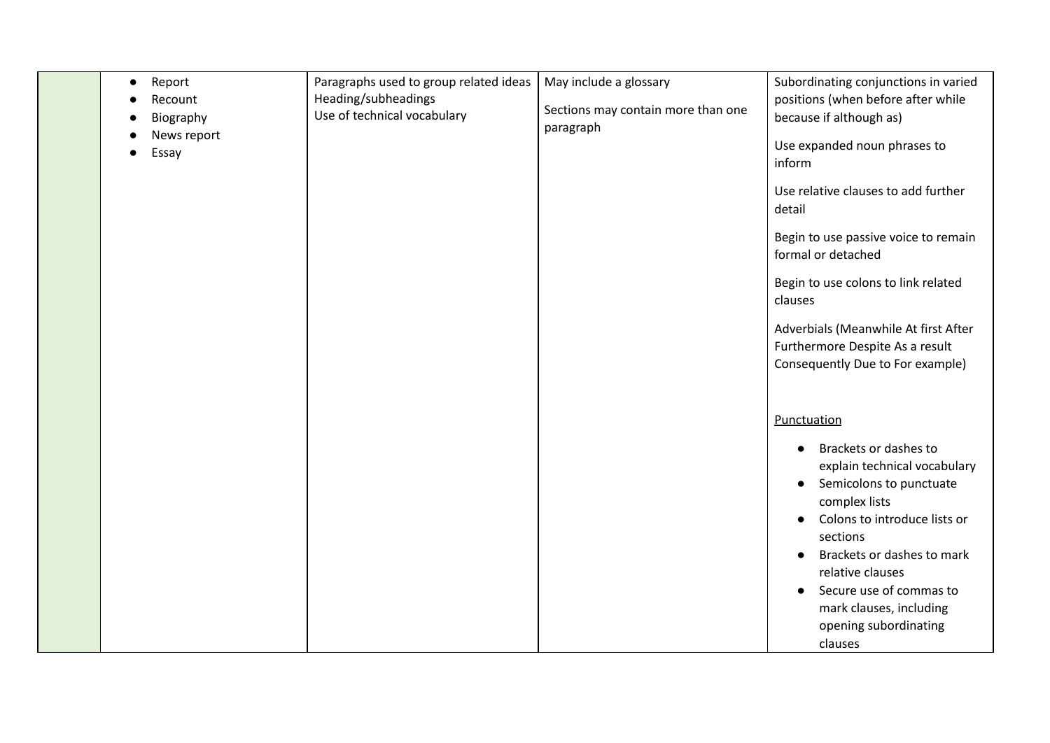|  |  |  |  |  |
|---|---|---|---|---|
|  | • Report<br>• Recount<br>• Biography<br>• News report<br>• Essay | Paragraphs used to group related ideas<br>Heading/subheadings<br>Use of technical vocabulary | May include a glossary<br><br>Sections may contain more than one paragraph | Subordinating conjunctions in varied positions (when before after while because if although as)<br><br>Use expanded noun phrases to inform<br><br>Use relative clauses to add further detail<br><br>Begin to use passive voice to remain formal or detached<br><br>Begin to use colons to link related clauses<br><br>Adverbials (Meanwhile At first After Furthermore Despite As a result Consequently Due to For example)<br><br><u>Punctuation</u><br><br>• Brackets or dashes to explain technical vocabulary<br>• Semicolons to punctuate complex lists<br>• Colons to introduce lists or sections<br>• Brackets or dashes to mark relative clauses<br>• Secure use of commas to mark clauses, including opening subordinating clauses |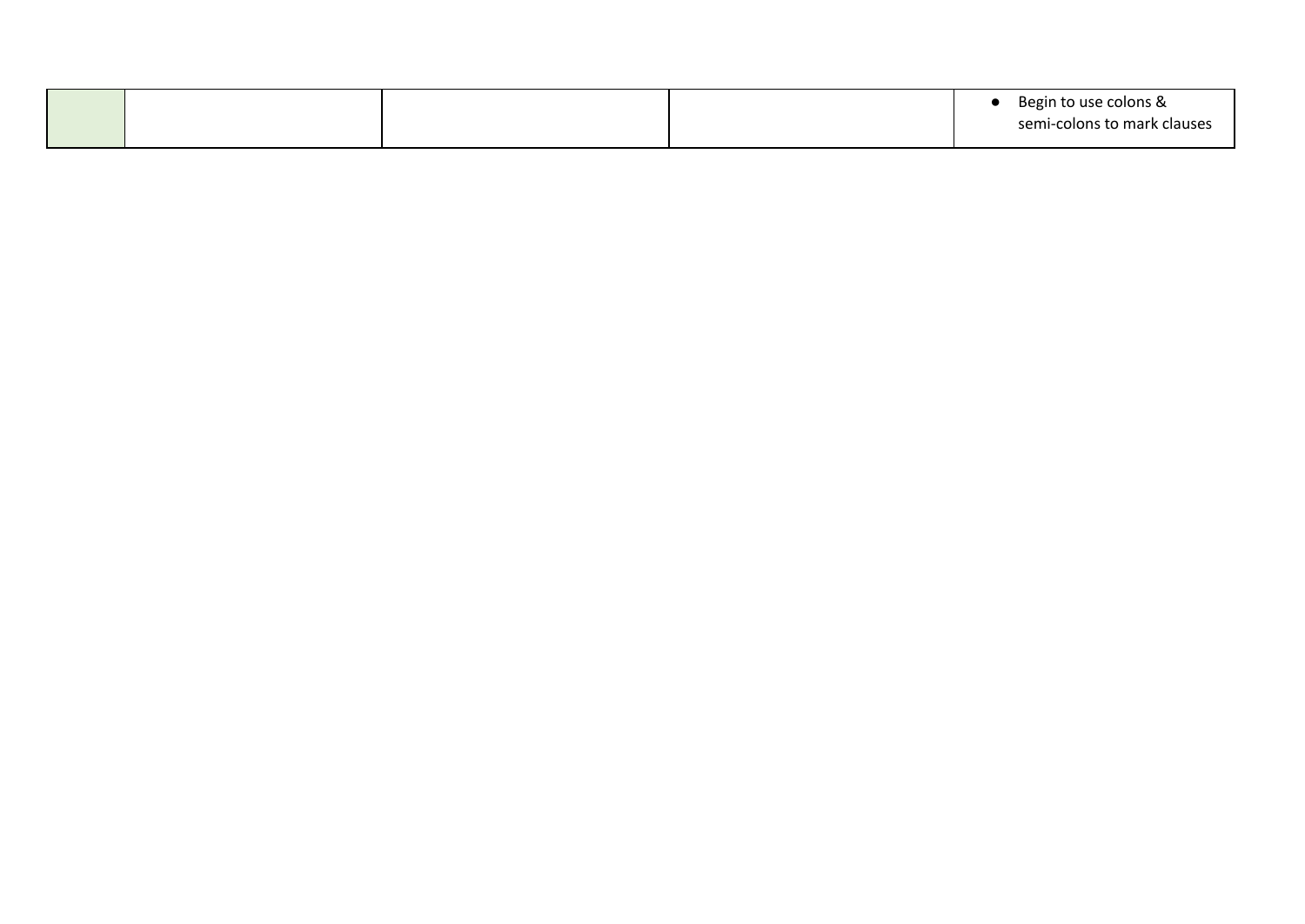| | | | | |
|---|---|---|---|---|
| | | | | • Begin to use colons & semi-colons to mark clauses |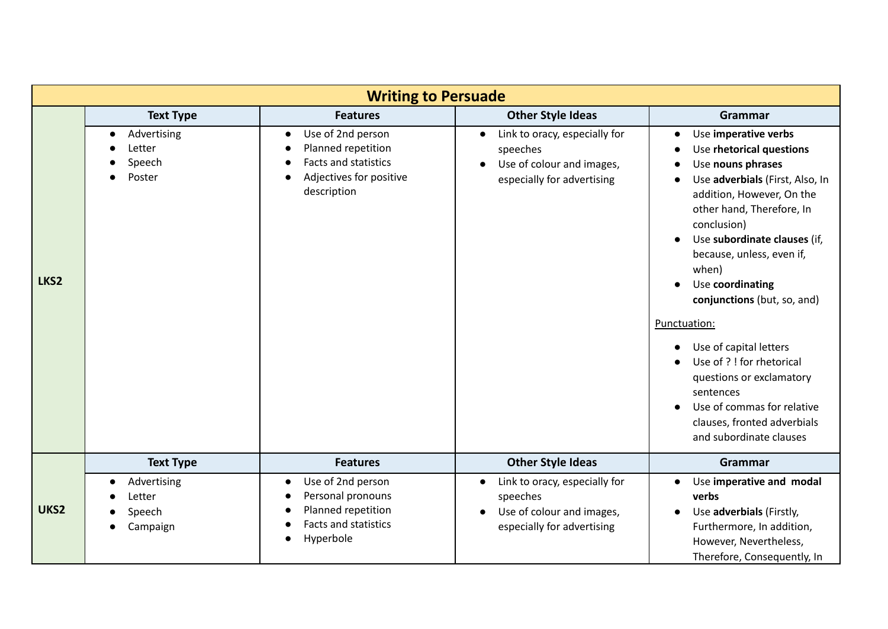| Writing to Persuade | | | | |
|---|---|---|---|---|
| | **Text Type** | **Features** | **Other Style Ideas** | **Grammar** |
| **LKS2** | • Advertising<br>• Letter<br>• Speech<br>• Poster | • Use of 2nd person<br>• Planned repetition<br>• Facts and statistics<br>• Adjectives for positive description | • Link to oracy, especially for speeches<br>• Use of colour and images, especially for advertising | • Use **imperative verbs**<br>• Use **rhetorical questions**<br>• Use **nouns phrases**<br>• Use **adverbials** (First, Also, In addition, However, On the other hand, Therefore, In conclusion)<br>• Use **subordinate clauses** (if, because, unless, even if, when)<br>• Use **coordinating conjunctions** (but, so, and)<br><br><u>Punctuation:</u><br>• Use of capital letters<br>• Use of ? ! for rhetorical questions or exclamatory sentences<br>• Use of commas for relative clauses, fronted adverbials and subordinate clauses |
| | **Text Type** | **Features** | **Other Style Ideas** | **Grammar** |
| **UKS2** | • Advertising<br>• Letter<br>• Speech<br>• Campaign | • Use of 2nd person<br>• Personal pronouns<br>• Planned repetition<br>• Facts and statistics<br>• Hyperbole | • Link to oracy, especially for speeches<br>• Use of colour and images, especially for advertising | • Use **imperative and modal verbs**<br>• Use **adverbials** (Firstly, Furthermore, In addition, However, Nevertheless, Therefore, Consequently, In |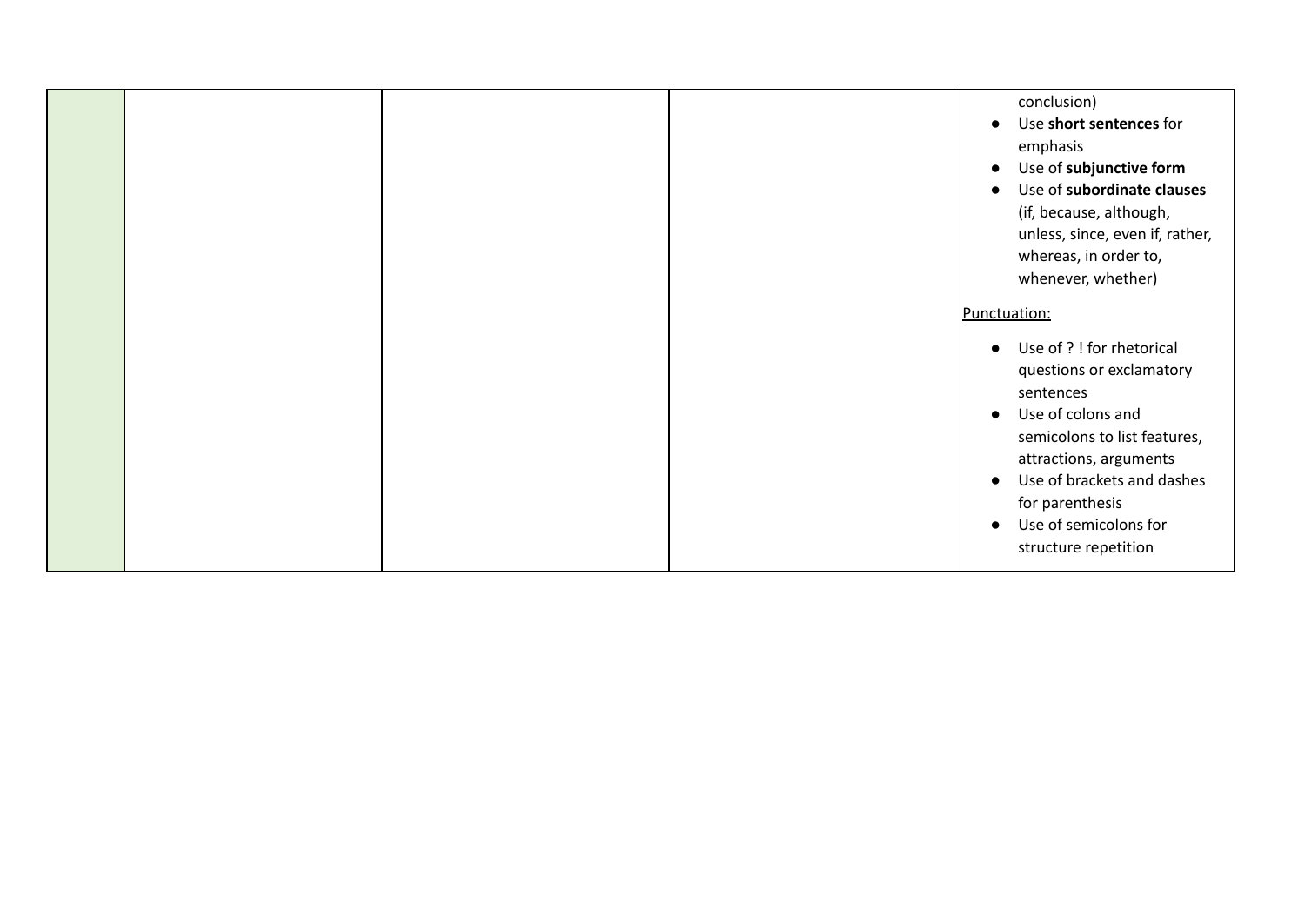| | | | | conclusion)<br>• Use **short sentences** for emphasis<br>• Use of **subjunctive form**<br>• Use of **subordinate clauses** (if, because, although, unless, since, even if, rather, whereas, in order to, whenever, whether)<br><br><u>Punctuation:</u><br><br>• Use of ? ! for rhetorical questions or exclamatory sentences<br>• Use of colons and semicolons to list features, attractions, arguments<br>• Use of brackets and dashes for parenthesis<br>• Use of semicolons for structure repetition |
|---|---|---|---|---|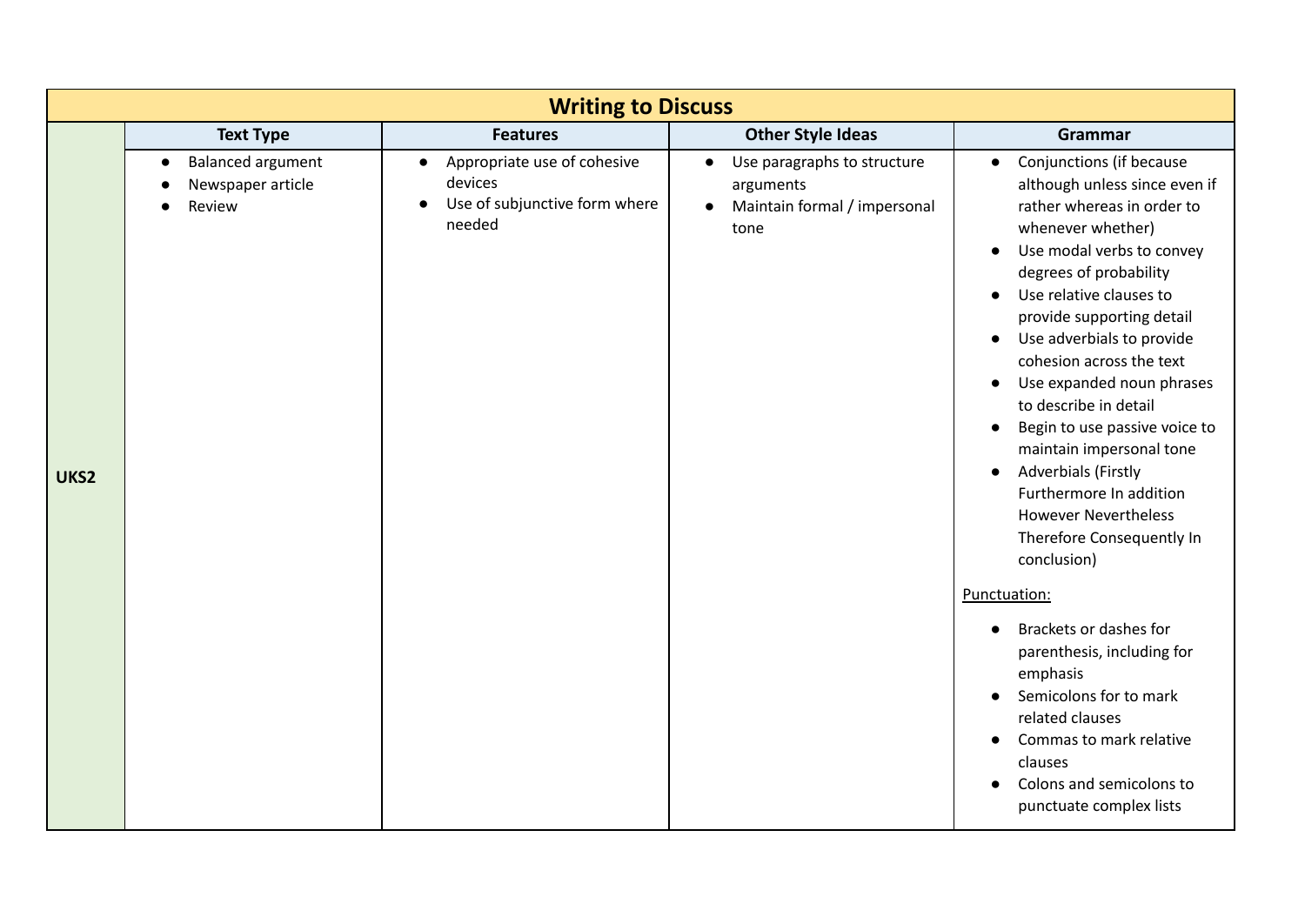| Writing to Discuss | | | | |
|---|---|---|---|---|
| | **Text Type** | **Features** | **Other Style Ideas** | **Grammar** |
| **UKS2** | ● Balanced argument<br>● Newspaper article<br>● Review | ● Appropriate use of cohesive devices<br>● Use of subjunctive form where needed | ● Use paragraphs to structure arguments<br>● Maintain formal / impersonal tone | ● Conjunctions (if because although unless since even if rather whereas in order to whenever whether)<br>● Use modal verbs to convey degrees of probability<br>● Use relative clauses to provide supporting detail<br>● Use adverbials to provide cohesion across the text<br>● Use expanded noun phrases to describe in detail<br>● Begin to use passive voice to maintain impersonal tone<br>● Adverbials (Firstly Furthermore In addition However Nevertheless Therefore Consequently In conclusion)<br><br><u>Punctuation:</u><br><br>● Brackets or dashes for parenthesis, including for emphasis<br>● Semicolons for to mark related clauses<br>● Commas to mark relative clauses<br>● Colons and semicolons to punctuate complex lists |